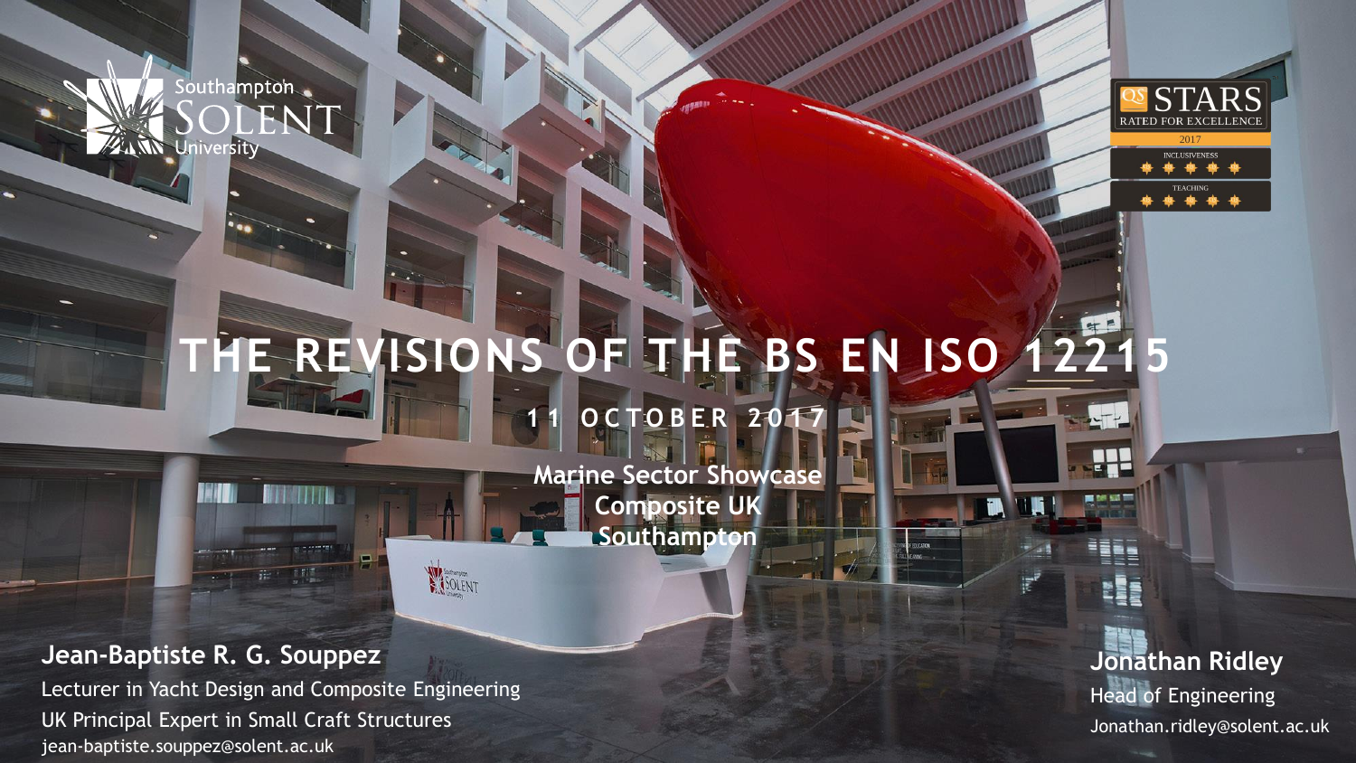Southampton Solent University

QS STARS RATED FOR EXCELLENCE 2017 — INCLUSIVENESS — TEACHING

# THE REVISIONS OF THE BS EN ISO 12215

**11 OCTOBER 2017**

**Marine Sector Showcase**
**Composite UK**
**Southampton**

**Jean-Baptiste R. G. Souppez**
Lecturer in Yacht Design and Composite Engineering
UK Principal Expert in Small Craft Structures
jean-baptiste.souppez@solent.ac.uk

**Jonathan Ridley**
Head of Engineering
Jonathan.ridley@solent.ac.uk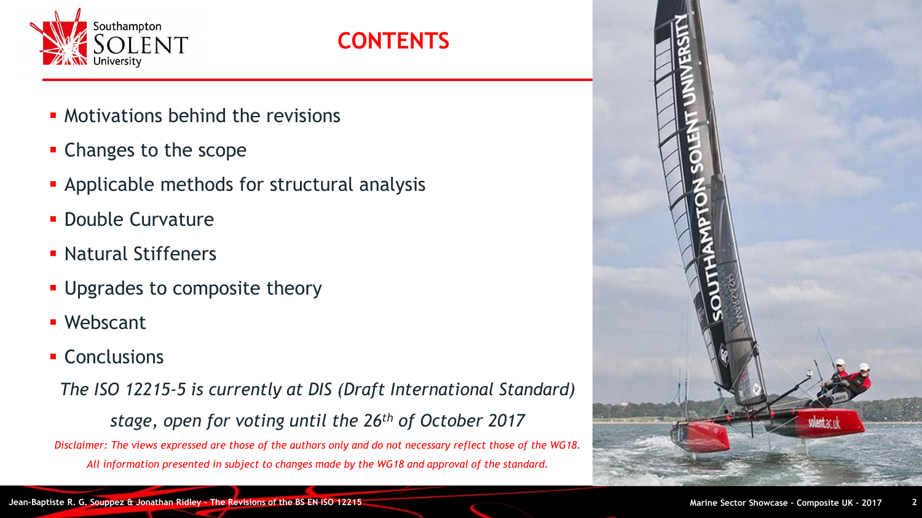# CONTENTS

- Motivations behind the revisions
- Changes to the scope
- Applicable methods for structural analysis
- Double Curvature
- Natural Stiffeners
- Upgrades to composite theory
- Webscant
- Conclusions

*The ISO 12215-5 is currently at DIS (Draft International Standard) stage, open for voting until the 26th of October 2017*

*Disclaimer: The views expressed are those of the authors only and do not necessary reflect those of the WG18. All information presented in subject to changes made by the WG18 and approval of the standard.*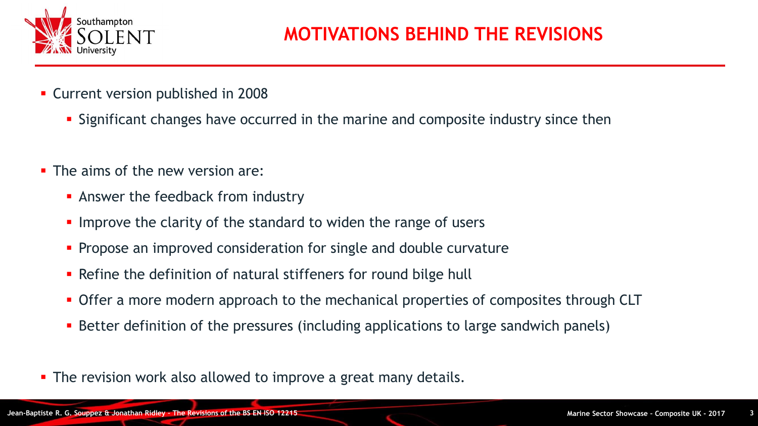# MOTIVATIONS BEHIND THE REVISIONS

- Current version published in 2008
  - Significant changes have occurred in the marine and composite industry since then

- The aims of the new version are:
  - Answer the feedback from industry
  - Improve the clarity of the standard to widen the range of users
  - Propose an improved consideration for single and double curvature
  - Refine the definition of natural stiffeners for round bilge hull
  - Offer a more modern approach to the mechanical properties of composites through CLT
  - Better definition of the pressures (including applications to large sandwich panels)

- The revision work also allowed to improve a great many details.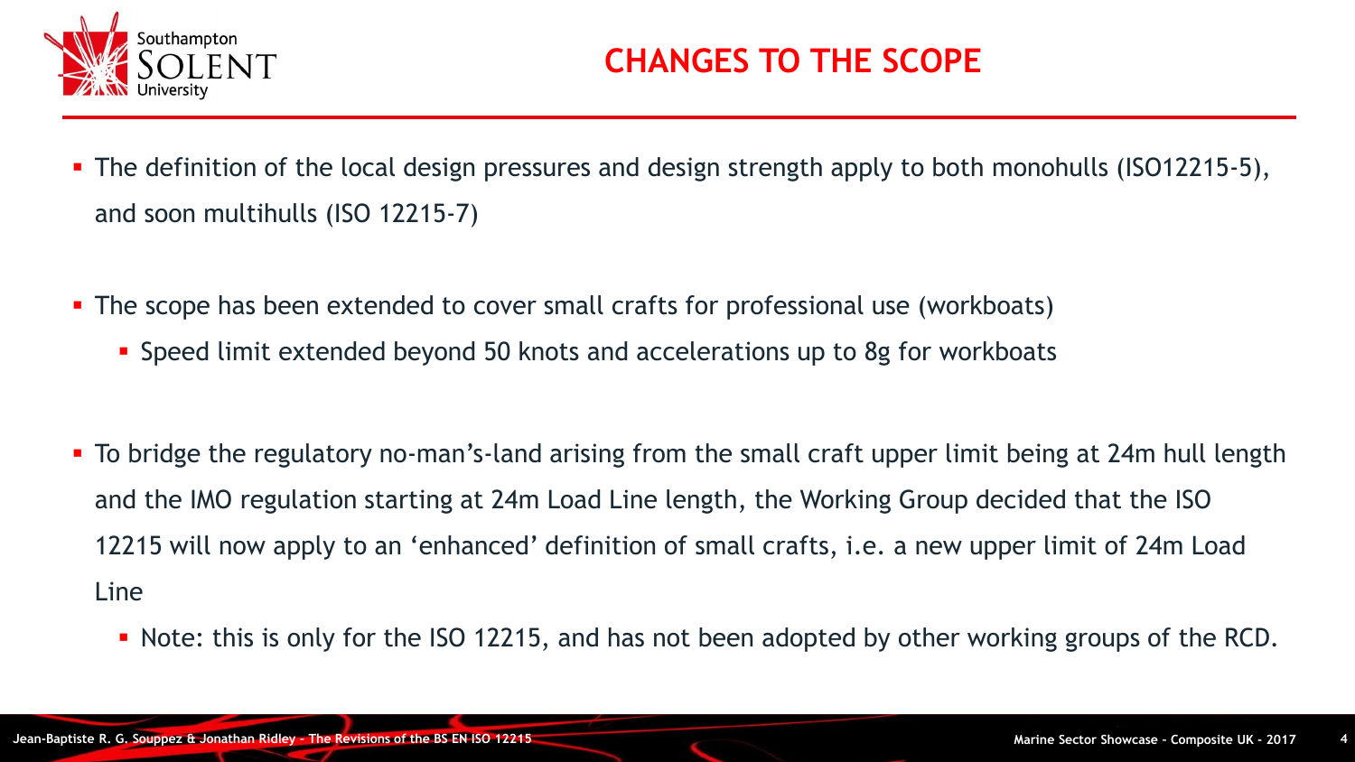# CHANGES TO THE SCOPE

- The definition of the local design pressures and design strength apply to both monohulls (ISO12215-5), and soon multihulls (ISO 12215-7)
- The scope has been extended to cover small crafts for professional use (workboats)
  - Speed limit extended beyond 50 knots and accelerations up to 8g for workboats
- To bridge the regulatory no-man's-land arising from the small craft upper limit being at 24m hull length and the IMO regulation starting at 24m Load Line length, the Working Group decided that the ISO 12215 will now apply to an 'enhanced' definition of small crafts, i.e. a new upper limit of 24m Load Line
  - Note: this is only for the ISO 12215, and has not been adopted by other working groups of the RCD.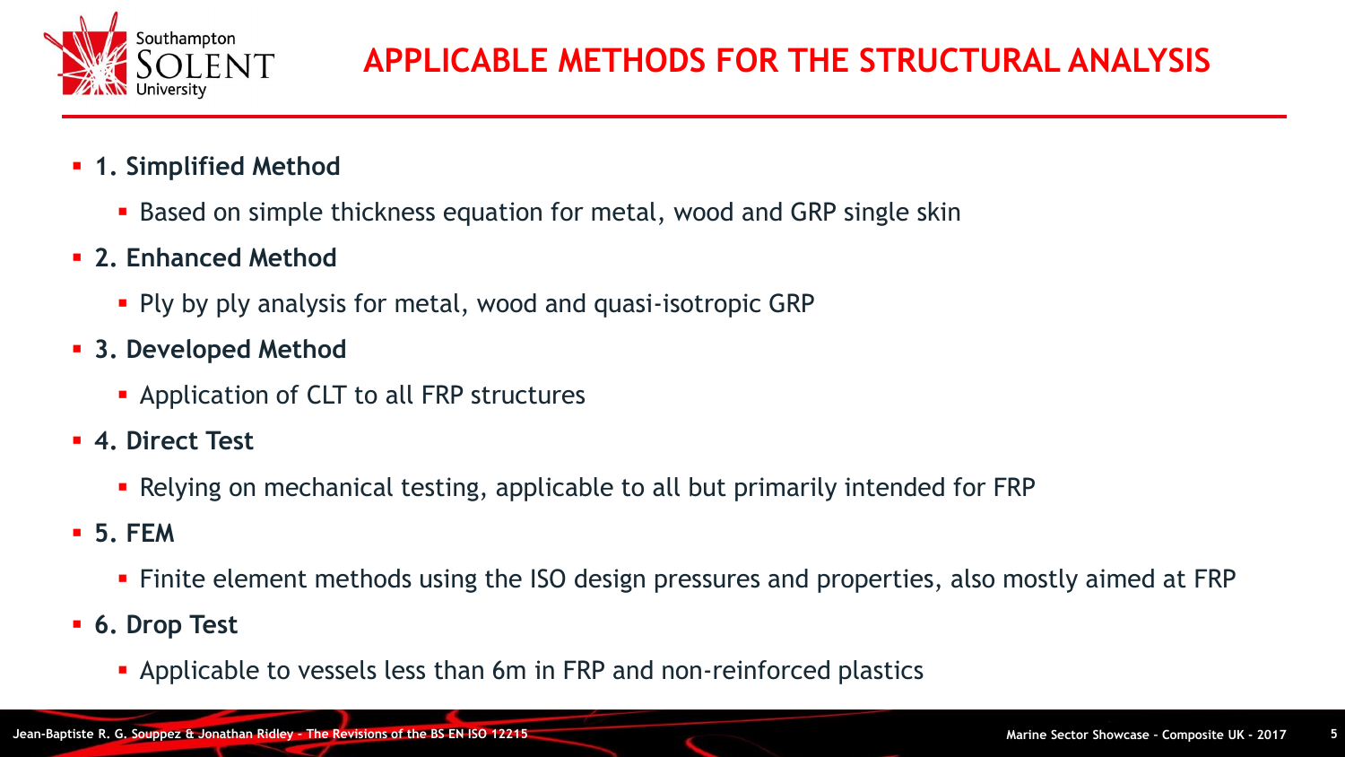# APPLICABLE METHODS FOR THE STRUCTURAL ANALYSIS

- **1. Simplified Method**
  - Based on simple thickness equation for metal, wood and GRP single skin
- **2. Enhanced Method**
  - Ply by ply analysis for metal, wood and quasi-isotropic GRP
- **3. Developed Method**
  - Application of CLT to all FRP structures
- **4. Direct Test**
  - Relying on mechanical testing, applicable to all but primarily intended for FRP
- **5. FEM**
  - Finite element methods using the ISO design pressures and properties, also mostly aimed at FRP
- **6. Drop Test**
  - Applicable to vessels less than 6m in FRP and non-reinforced plastics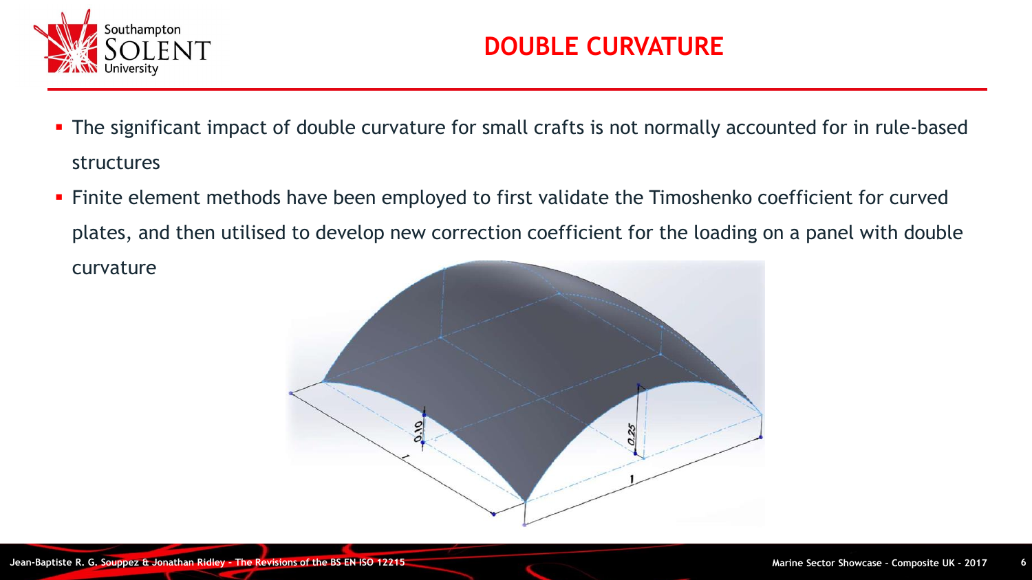# DOUBLE CURVATURE

- The significant impact of double curvature for small crafts is not normally accounted for in rule-based structures
- Finite element methods have been employed to first validate the Timoshenko coefficient for curved plates, and then utilised to develop new correction coefficient for the loading on a panel with double curvature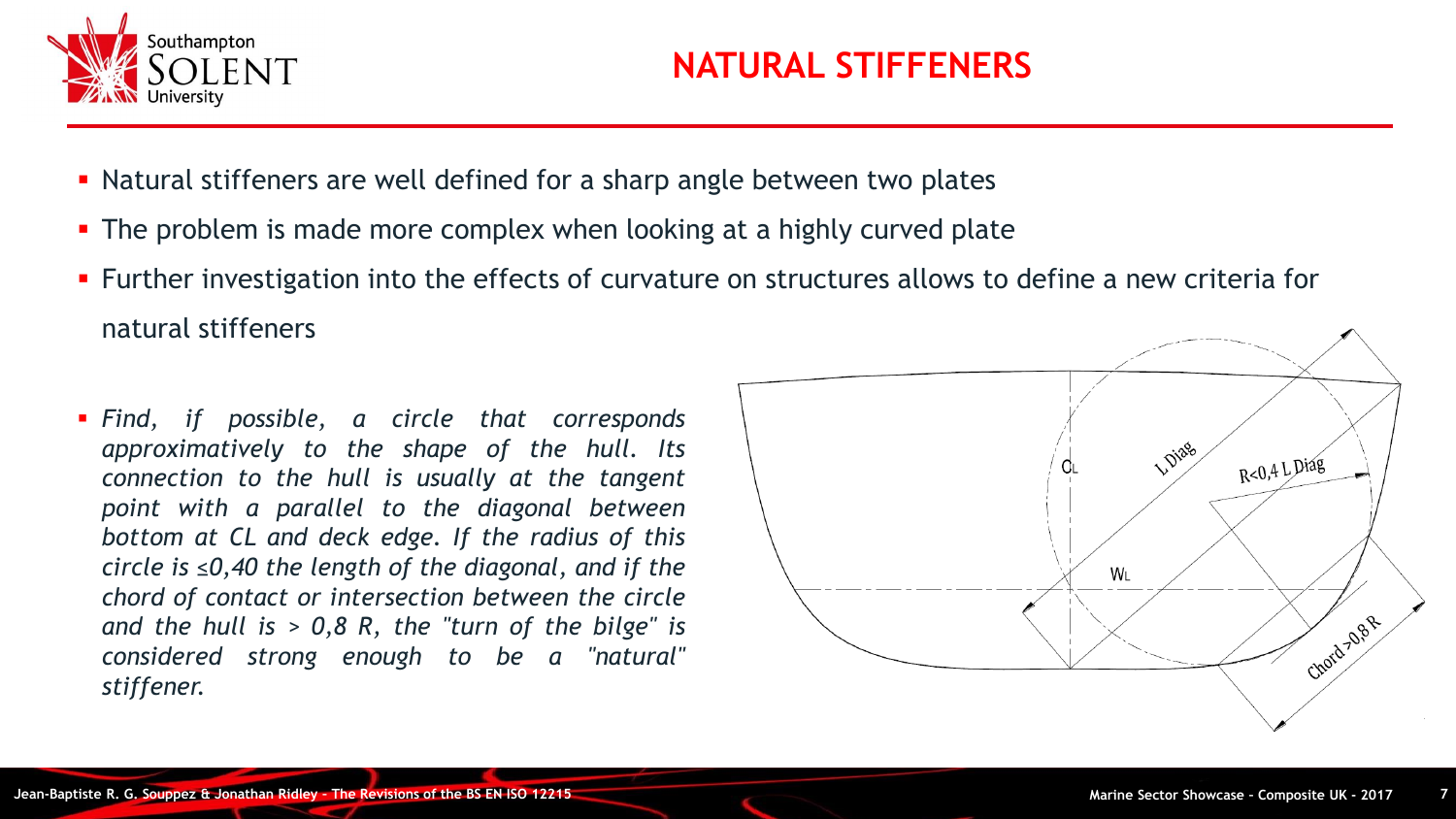# NATURAL STIFFENERS

- Natural stiffeners are well defined for a sharp angle between two plates
- The problem is made more complex when looking at a highly curved plate
- Further investigation into the effects of curvature on structures allows to define a new criteria for natural stiffeners

- *Find, if possible, a circle that corresponds approximately to the shape of the hull. Its connection to the hull is usually at the tangent point with a parallel to the diagonal between bottom at CL and deck edge. If the radius of this circle is ≤0,40 the length of the diagonal, and if the chord of contact or intersection between the circle and the hull is > 0,8 R, the "turn of the bilge" is considered strong enough to be a "natural" stiffener.*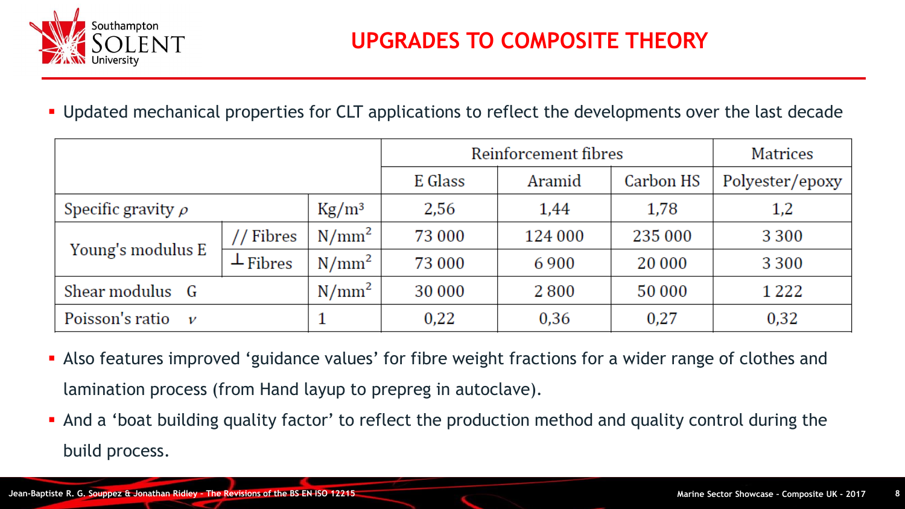# UPGRADES TO COMPOSITE THEORY

- Updated mechanical properties for CLT applications to reflect the developments over the last decade

| | | | Reinforcement fibres | | | Matrices |
|---|---|---|---|---|---|---|
| | | | E Glass | Aramid | Carbon HS | Polyester/epoxy |
| Specific gravity $\rho$ | | Kg/m³ | 2,56 | 1,44 | 1,78 | 1,2 |
| Young's modulus E | // Fibres | N/mm² | 73 000 | 124 000 | 235 000 | 3 300 |
| | ⊥ Fibres | N/mm² | 73 000 | 6 900 | 20 000 | 3 300 |
| Shear modulus G | | N/mm² | 30 000 | 2 800 | 50 000 | 1 222 |
| Poisson's ratio $\nu$ | | 1 | 0,22 | 0,36 | 0,27 | 0,32 |

- Also features improved 'guidance values' for fibre weight fractions for a wider range of clothes and lamination process (from Hand layup to prepreg in autoclave).
- And a 'boat building quality factor' to reflect the production method and quality control during the build process.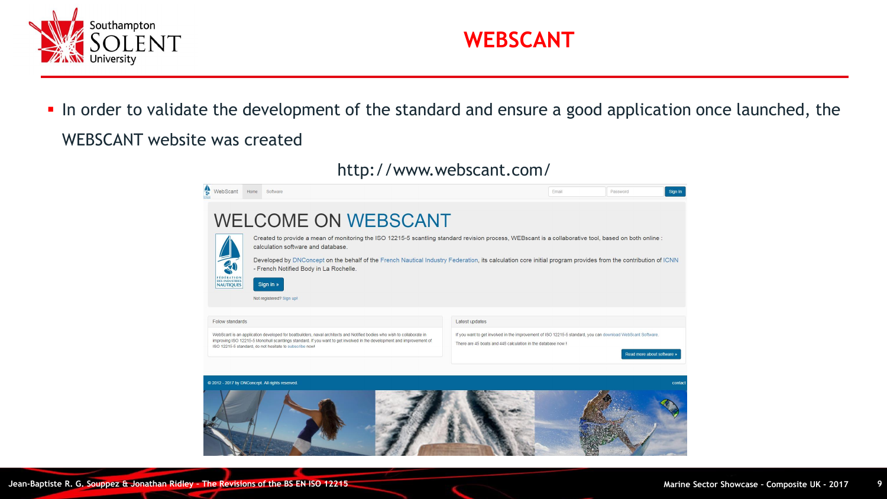# WEBSCANT

- In order to validate the development of the standard and ensure a good application once launched, the WEBSCANT website was created

http://www.webscant.com/

WebScant | Home | Software

# WELCOME ON WEBSCANT

Created to provide a mean of monitoring the ISO 12215-5 scantling standard revision process, WEBscant is a collaborative tool, based on both online : calculation software and database.

Developed by DNConcept on the behalf of the French Nautical Industry Federation, its calculation core initial program provides from the contribution of ICNN - French Notified Body in La Rochelle.

Sign in »

Not registered? Sign up!

**Folow standards**

WebScant is an application developped for boatbuilders, naval architects and Notified bodies who wish to collaborate in improving ISO 12215-5 Monohull scantlings standard. If you want to get involved in the development and improvement of ISO 12215-5 standard, do not hesitate to subscribe now!

**Latest updates**

If you want to get involved in the improvement of ISO 12215-5 standard, you can download WebScant Software.

There are 45 boats and 448 calculation in the database now !

Read more about software »

© 2012 - 2017 by DNConcept. All rights reserved. contact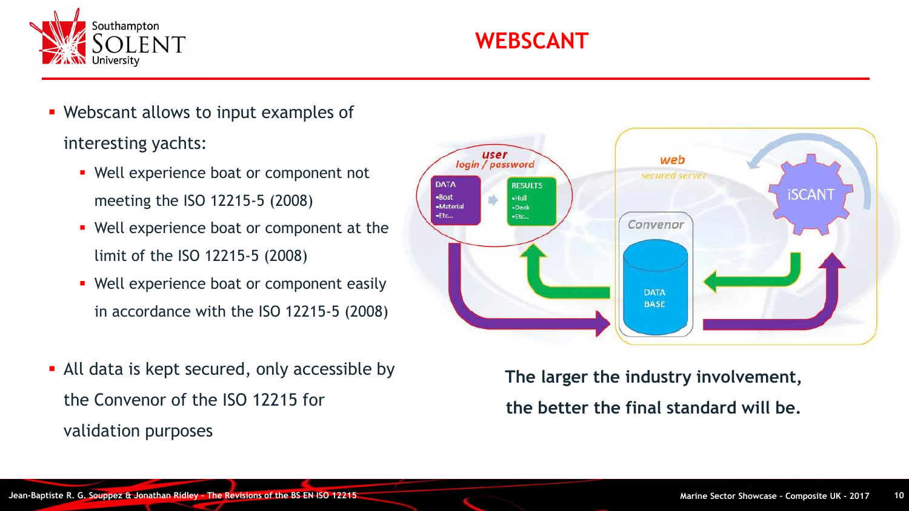# WEBSCANT

- Webscant allows to input examples of interesting yachts:
  - Well experience boat or component not meeting the ISO 12215-5 (2008)
  - Well experience boat or component at the limit of the ISO 12215-5 (2008)
  - Well experience boat or component easily in accordance with the ISO 12215-5 (2008)

- All data is kept secured, only accessible by the Convenor of the ISO 12215 for validation purposes

**The larger the industry involvement, the better the final standard will be.**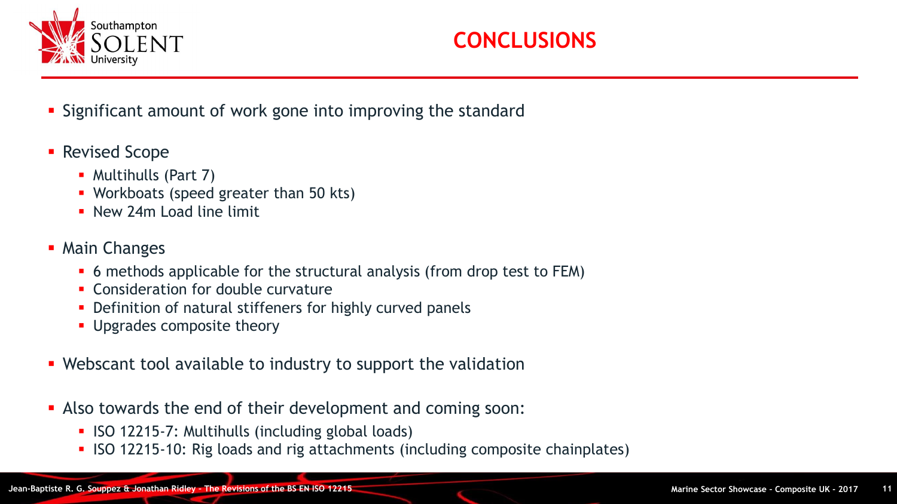# CONCLUSIONS

- Significant amount of work gone into improving the standard
- Revised Scope
  - Multihulls (Part 7)
  - Workboats (speed greater than 50 kts)
  - New 24m Load line limit
- Main Changes
  - 6 methods applicable for the structural analysis (from drop test to FEM)
  - Consideration for double curvature
  - Definition of natural stiffeners for highly curved panels
  - Upgrades composite theory
- Webscant tool available to industry to support the validation
- Also towards the end of their development and coming soon:
  - ISO 12215-7: Multihulls (including global loads)
  - ISO 12215-10: Rig loads and rig attachments (including composite chainplates)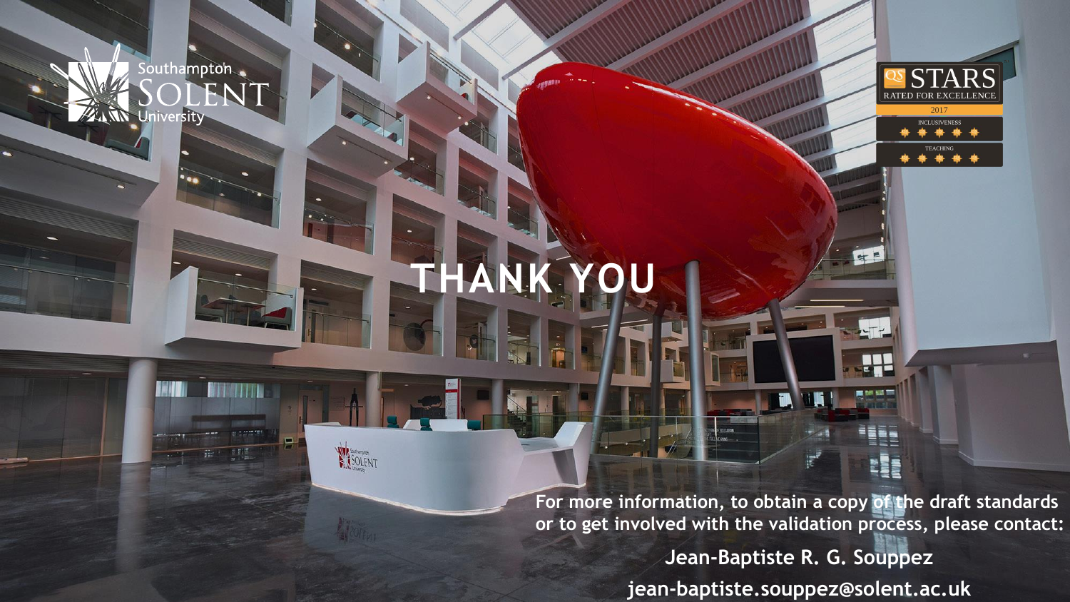# THANK YOU

For more information, to obtain a copy of the draft standards or to get involved with the validation process, please contact:

**Jean-Baptiste R. G. Souppez**

**jean-baptiste.souppez@solent.ac.uk**